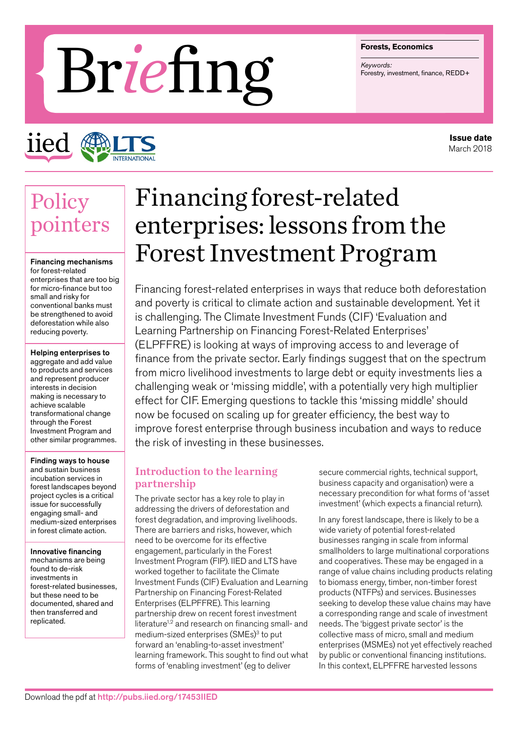# Briefing

**Forests, Economics**

*Keywords:*
Forestry, investment, finance, REDD+

iied LTS International

**Issue date**
March 2018

## Policy pointers

**Financing mechanisms** for forest-related enterprises that are too big for micro-finance but too small and risky for conventional banks must be strengthened to avoid deforestation while also reducing poverty.

**Helping enterprises to** aggregate and add value to products and services and represent producer interests in decision making is necessary to achieve scalable transformational change through the Forest Investment Program and other similar programmes.

**Finding ways to house** and sustain business incubation services in forest landscapes beyond project cycles is a critical issue for successfully engaging small- and medium-sized enterprises in forest climate action.

**Innovative financing** mechanisms are being found to de-risk investments in forest-related businesses, but these need to be documented, shared and then transferred and replicated.

# Financing forest-related enterprises: lessons from the Forest Investment Program

Financing forest-related enterprises in ways that reduce both deforestation and poverty is critical to climate action and sustainable development. Yet it is challenging. The Climate Investment Funds (CIF) 'Evaluation and Learning Partnership on Financing Forest-Related Enterprises' (ELPFFRE) is looking at ways of improving access to and leverage of finance from the private sector. Early findings suggest that on the spectrum from micro livelihood investments to large debt or equity investments lies a challenging weak or 'missing middle', with a potentially very high multiplier effect for CIF. Emerging questions to tackle this 'missing middle' should now be focused on scaling up for greater efficiency, the best way to improve forest enterprise through business incubation and ways to reduce the risk of investing in these businesses.

## Introduction to the learning partnership

The private sector has a key role to play in addressing the drivers of deforestation and forest degradation, and improving livelihoods. There are barriers and risks, however, which need to be overcome for its effective engagement, particularly in the Forest Investment Program (FIP). IIED and LTS have worked together to facilitate the Climate Investment Funds (CIF) Evaluation and Learning Partnership on Financing Forest-Related Enterprises (ELPFFRE). This learning partnership drew on recent forest investment literature[1,2] and research on financing small- and medium-sized enterprises (SMEs)[3] to put forward an 'enabling-to-asset investment' learning framework. This sought to find out what forms of 'enabling investment' (eg to deliver secure commercial rights, technical support, business capacity and organisation) were a necessary precondition for what forms of 'asset investment' (which expects a financial return).

In any forest landscape, there is likely to be a wide variety of potential forest-related businesses ranging in scale from informal smallholders to large multinational corporations and cooperatives. These may be engaged in a range of value chains including products relating to biomass energy, timber, non-timber forest products (NTFPs) and services. Businesses seeking to develop these value chains may have a corresponding range and scale of investment needs. The 'biggest private sector' is the collective mass of micro, small and medium enterprises (MSMEs) not yet effectively reached by public or conventional financing institutions. In this context, ELPFFRE harvested lessons

Download the pdf at http://pubs.iied.org/17453IIED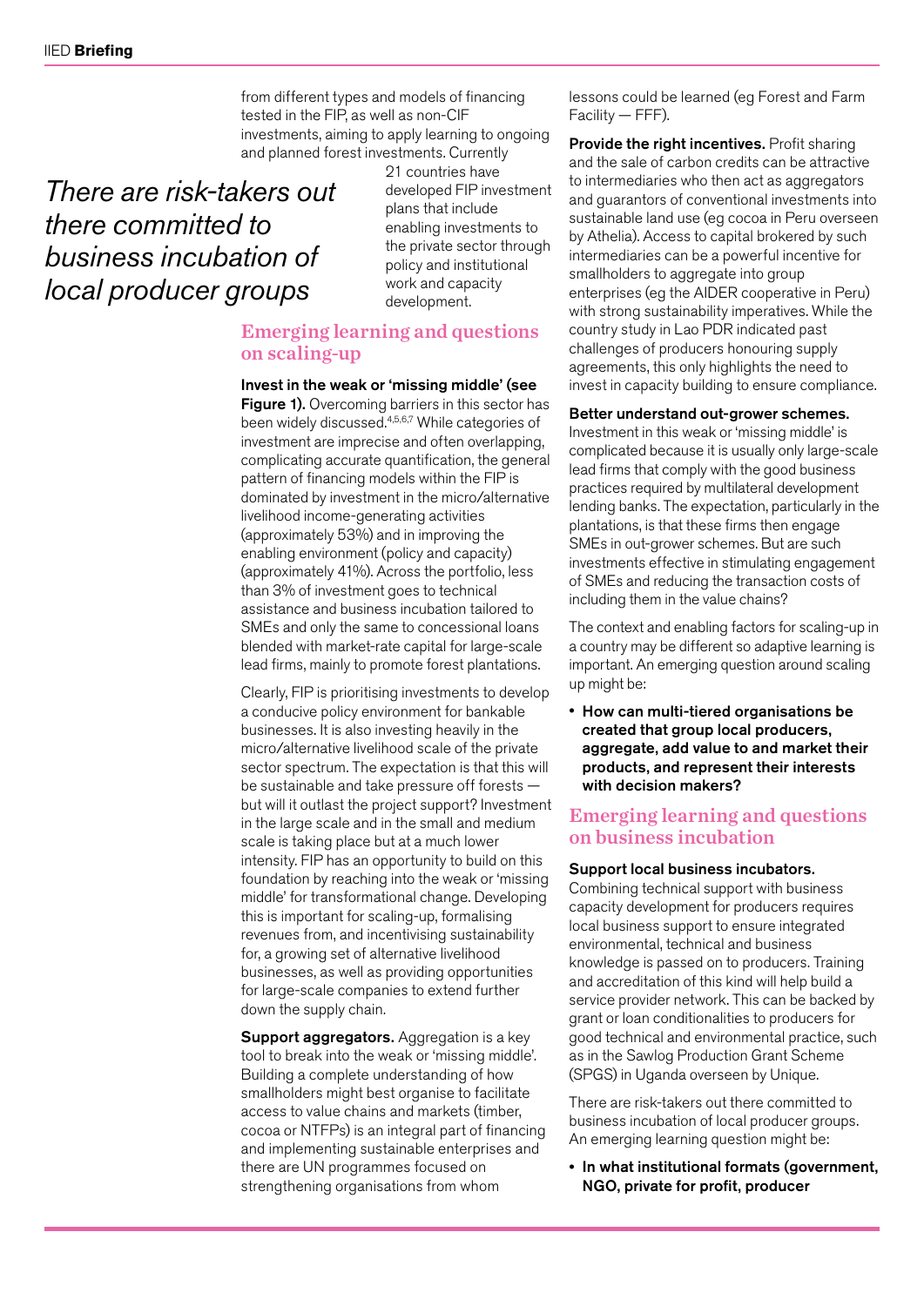from different types and models of financing tested in the FIP, as well as non-CIF investments, aiming to apply learning to ongoing and planned forest investments. Currently 21 countries have developed FIP investment plans that include enabling investments to the private sector through policy and institutional work and capacity development.

*There are risk-takers out there committed to business incubation of local producer groups*

## Emerging learning and questions on scaling-up

**Invest in the weak or 'missing middle' (see Figure 1).** Overcoming barriers in this sector has been widely discussed.[4,5,6,7] While categories of investment are imprecise and often overlapping, complicating accurate quantification, the general pattern of financing models within the FIP is dominated by investment in the micro/alternative livelihood income-generating activities (approximately 53%) and in improving the enabling environment (policy and capacity) (approximately 41%). Across the portfolio, less than 3% of investment goes to technical assistance and business incubation tailored to SMEs and only the same to concessional loans blended with market-rate capital for large-scale lead firms, mainly to promote forest plantations.

Clearly, FIP is prioritising investments to develop a conducive policy environment for bankable businesses. It is also investing heavily in the micro/alternative livelihood scale of the private sector spectrum. The expectation is that this will be sustainable and take pressure off forests — but will it outlast the project support? Investment in the large scale and in the small and medium scale is taking place but at a much lower intensity. FIP has an opportunity to build on this foundation by reaching into the weak or 'missing middle' for transformational change. Developing this is important for scaling-up, formalising revenues from, and incentivising sustainability for, a growing set of alternative livelihood businesses, as well as providing opportunities for large-scale companies to extend further down the supply chain.

**Support aggregators.** Aggregation is a key tool to break into the weak or 'missing middle'. Building a complete understanding of how smallholders might best organise to facilitate access to value chains and markets (timber, cocoa or NTFPs) is an integral part of financing and implementing sustainable enterprises and there are UN programmes focused on strengthening organisations from whom lessons could be learned (eg Forest and Farm Facility — FFF).

**Provide the right incentives.** Profit sharing and the sale of carbon credits can be attractive to intermediaries who then act as aggregators and guarantors of conventional investments into sustainable land use (eg cocoa in Peru overseen by Athelia). Access to capital brokered by such intermediaries can be a powerful incentive for smallholders to aggregate into group enterprises (eg the AIDER cooperative in Peru) with strong sustainability imperatives. While the country study in Lao PDR indicated past challenges of producers honouring supply agreements, this only highlights the need to invest in capacity building to ensure compliance.

**Better understand out-grower schemes.** Investment in this weak or 'missing middle' is complicated because it is usually only large-scale lead firms that comply with the good business practices required by multilateral development lending banks. The expectation, particularly in the plantations, is that these firms then engage SMEs in out-grower schemes. But are such investments effective in stimulating engagement of SMEs and reducing the transaction costs of including them in the value chains?

The context and enabling factors for scaling-up in a country may be different so adaptive learning is important. An emerging question around scaling up might be:

- **How can multi-tiered organisations be created that group local producers, aggregate, add value to and market their products, and represent their interests with decision makers?**

## Emerging learning and questions on business incubation

**Support local business incubators.** Combining technical support with business capacity development for producers requires local business support to ensure integrated environmental, technical and business knowledge is passed on to producers. Training and accreditation of this kind will help build a service provider network. This can be backed by grant or loan conditionalities to producers for good technical and environmental practice, such as in the Sawlog Production Grant Scheme (SPGS) in Uganda overseen by Unique.

There are risk-takers out there committed to business incubation of local producer groups. An emerging learning question might be:

- **In what institutional formats (government, NGO, private for profit, producer**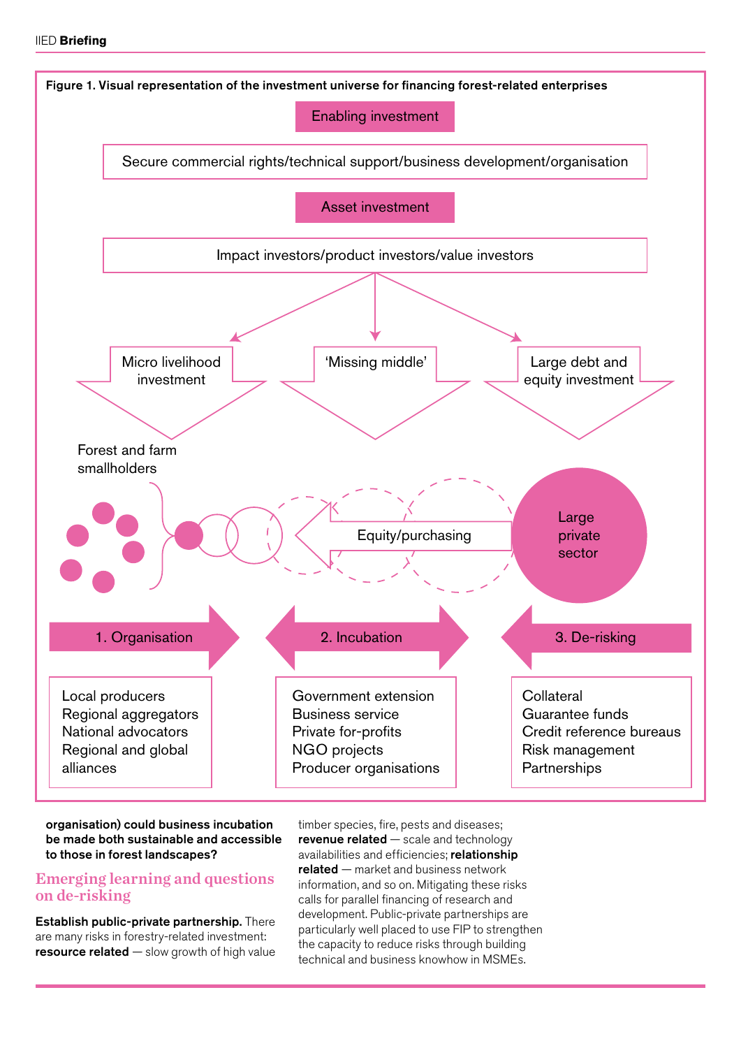**Figure 1. Visual representation of the investment universe for financing forest-related enterprises**

Enabling investment

Secure commercial rights/technical support/business development/organisation

Asset investment

Impact investors/product investors/value investors

Micro livelihood investment

'Missing middle'

Large debt and equity investment

Forest and farm smallholders

Equity/purchasing

Large private sector

1. Organisation

2. Incubation

3. De-risking

Local producers
Regional aggregators
National advocators
Regional and global alliances

Government extension
Business service
Private for-profits
NGO projects
Producer organisations

Collateral
Guarantee funds
Credit reference bureaus
Risk management
Partnerships

**organisation) could business incubation be made both sustainable and accessible to those in forest landscapes?**

## Emerging learning and questions on de-risking

**Establish public-private partnership.** There are many risks in forestry-related investment: **resource related** — slow growth of high value timber species, fire, pests and diseases; **revenue related** — scale and technology availabilities and efficiencies; **relationship related** — market and business network information, and so on. Mitigating these risks calls for parallel financing of research and development. Public-private partnerships are particularly well placed to use FIP to strengthen the capacity to reduce risks through building technical and business knowhow in MSMEs.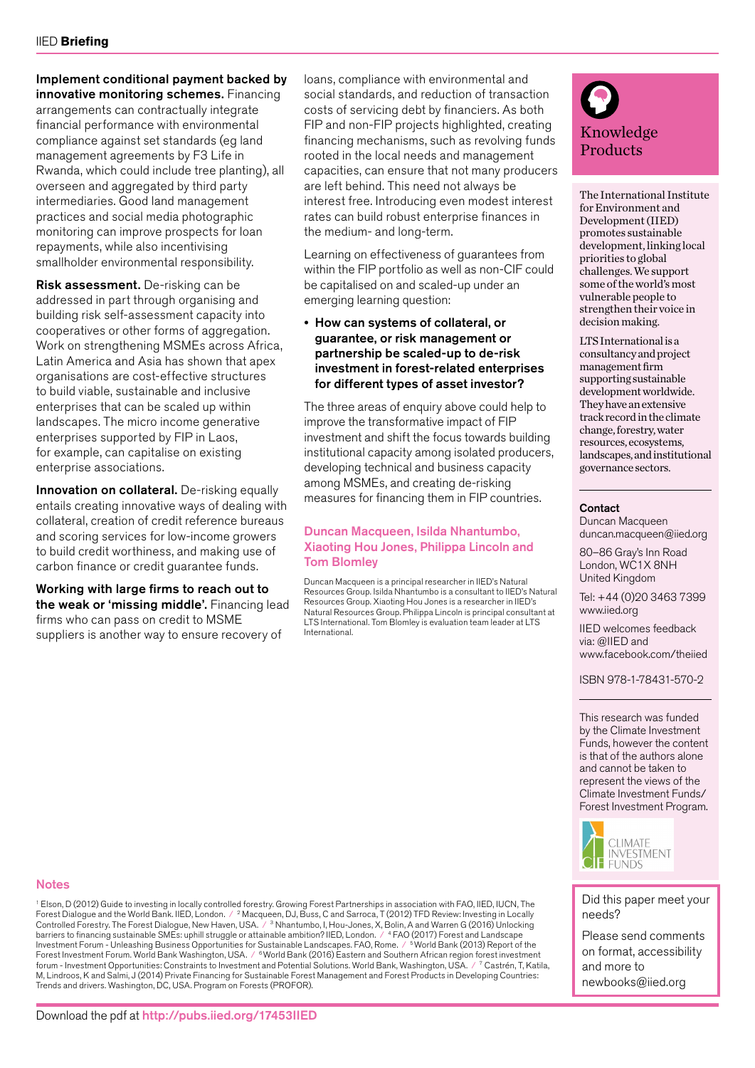**Implement conditional payment backed by innovative monitoring schemes.** Financing arrangements can contractually integrate financial performance with environmental compliance against set standards (eg land management agreements by F3 Life in Rwanda, which could include tree planting), all overseen and aggregated by third party intermediaries. Good land management practices and social media photographic monitoring can improve prospects for loan repayments, while also incentivising smallholder environmental responsibility.

**Risk assessment.** De-risking can be addressed in part through organising and building risk self-assessment capacity into cooperatives or other forms of aggregation. Work on strengthening MSMEs across Africa, Latin America and Asia has shown that apex organisations are cost-effective structures to build viable, sustainable and inclusive enterprises that can be scaled up within landscapes. The micro income generative enterprises supported by FIP in Laos, for example, can capitalise on existing enterprise associations.

**Innovation on collateral.** De-risking equally entails creating innovative ways of dealing with collateral, creation of credit reference bureaus and scoring services for low-income growers to build credit worthiness, and making use of carbon finance or credit guarantee funds.

**Working with large firms to reach out to the weak or 'missing middle'.** Financing lead firms who can pass on credit to MSME suppliers is another way to ensure recovery of loans, compliance with environmental and social standards, and reduction of transaction costs of servicing debt by financiers. As both FIP and non-FIP projects highlighted, creating financing mechanisms, such as revolving funds rooted in the local needs and management capacities, can ensure that not many producers are left behind. This need not always be interest free. Introducing even modest interest rates can build robust enterprise finances in the medium- and long-term.

Learning on effectiveness of guarantees from within the FIP portfolio as well as non-CIF could be capitalised on and scaled-up under an emerging learning question:

- **How can systems of collateral, or guarantee, or risk management or partnership be scaled-up to de-risk investment in forest-related enterprises for different types of asset investor?**

The three areas of enquiry above could help to improve the transformative impact of FIP investment and shift the focus towards building institutional capacity among isolated producers, developing technical and business capacity among MSMEs, and creating de-risking measures for financing them in FIP countries.

**Duncan Macqueen, Isilda Nhantumbo, Xiaoting Hou Jones, Philippa Lincoln and Tom Blomley**

Duncan Macqueen is a principal researcher in IIED's Natural Resources Group. Isilda Nhantumbo is a consultant to IIED's Natural Resources Group. Xiaoting Hou Jones is a researcher in IIED's Natural Resources Group. Philippa Lincoln is principal consultant at LTS International. Tom Blomley is evaluation team leader at LTS International.

## Notes

[1] Elson, D (2012) Guide to investing in locally controlled forestry. Growing Forest Partnerships in association with FAO, IIED, IUCN, The Forest Dialogue and the World Bank. IIED, London. / [2] Macqueen, DJ, Buss, C and Sarroca, T (2012) TFD Review: Investing in Locally Controlled Forestry. The Forest Dialogue, New Haven, USA. / [3] Nhantumbo, I, Hou-Jones, X, Bolin, A and Warren G (2016) Unlocking barriers to financing sustainable SMEs: uphill struggle or attainable ambition? IIED, London. / [4] FAO (2017) Forest and Landscape Investment Forum - Unleashing Business Opportunities for Sustainable Landscapes. FAO, Rome. / [5] World Bank (2013) Report of the Forest Investment Forum. World Bank Washington, USA. / [6] World Bank (2016) Eastern and Southern African region forest investment forum - Investment Opportunities: Constraints to Investment and Potential Solutions. World Bank, Washington, USA. / [7] Castrén, T, Katila, M, Lindroos, K and Salmi, J (2014) Private Financing for Sustainable Forest Management and Forest Products in Developing Countries: Trends and drivers. Washington, DC, USA. Program on Forests (PROFOR).

## Knowledge Products

The International Institute for Environment and Development (IIED) promotes sustainable development, linking local priorities to global challenges. We support some of the world's most vulnerable people to strengthen their voice in decision making.

LTS International is a consultancy and project management firm supporting sustainable development worldwide. They have an extensive track record in the climate change, forestry, water resources, ecosystems, landscapes, and institutional governance sectors.

**Contact**
Duncan Macqueen
duncan.macqueen@iied.org

80–86 Gray's Inn Road
London, WC1X 8NH
United Kingdom

Tel: +44 (0)20 3463 7399
www.iied.org

IIED welcomes feedback via: @IIED and www.facebook.com/theiied

ISBN 978-1-78431-570-2

This research was funded by the Climate Investment Funds, however the content is that of the authors alone and cannot be taken to represent the views of the Climate Investment Funds/Forest Investment Program.

CLIMATE INVESTMENT FUNDS

Did this paper meet your needs?

Please send comments on format, accessibility and more to newbooks@iied.org

Download the pdf at http://pubs.iied.org/17453IIED